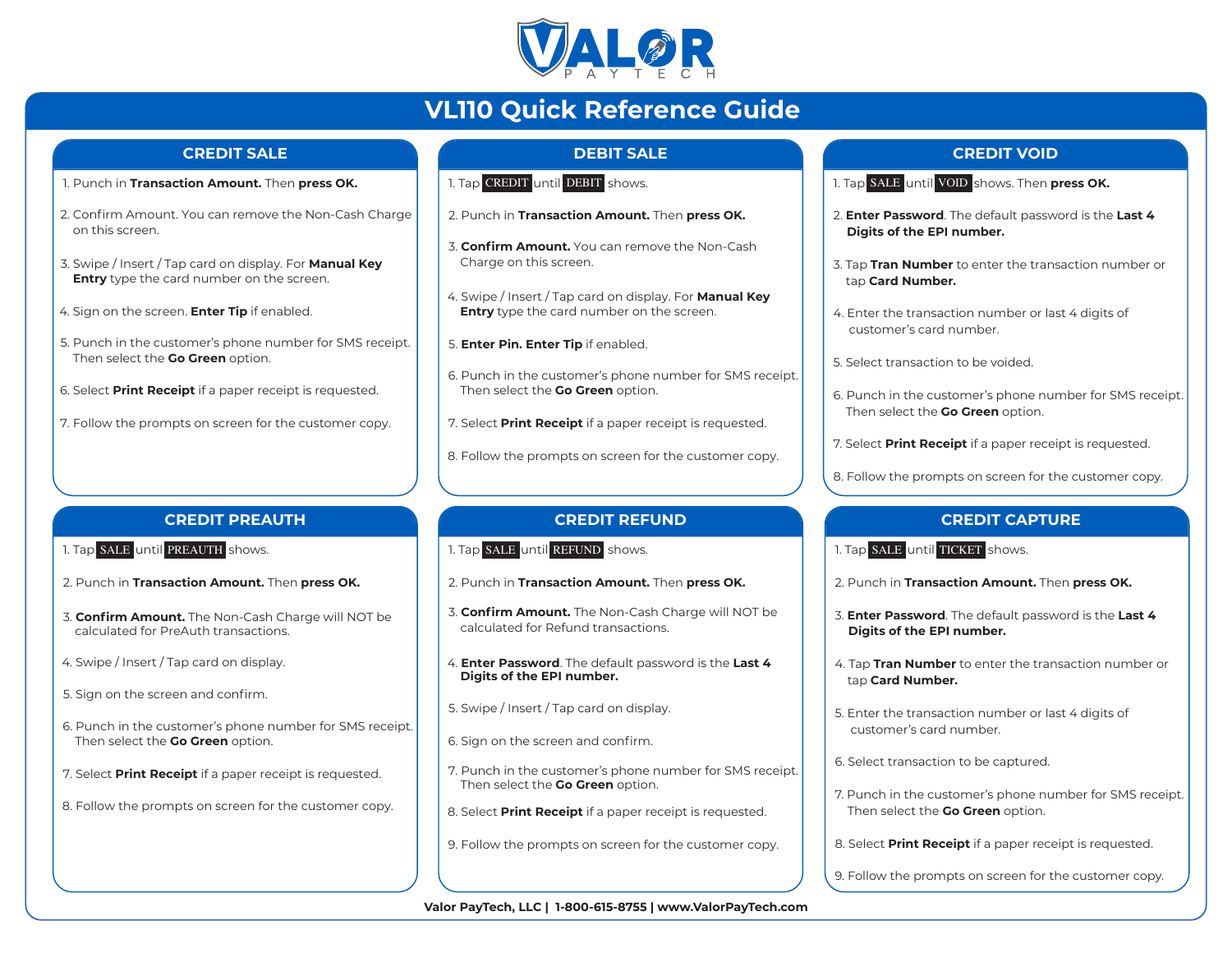# VALOR PAYTECH

# VL110 Quick Reference Guide

## CREDIT SALE

1. Punch in **Transaction Amount.** Then **press OK.**
2. Confirm Amount. You can remove the Non-Cash Charge on this screen.
3. Swipe / Insert / Tap card on display. For **Manual Key Entry** type the card number on the screen.
4. Sign on the screen. **Enter Tip** if enabled.
5. Punch in the customer's phone number for SMS receipt. Then select the **Go Green** option.
6. Select **Print Receipt** if a paper receipt is requested.
7. Follow the prompts on screen for the customer copy.

## DEBIT SALE

1. Tap CREDIT until DEBIT shows.
2. Punch in **Transaction Amount.** Then **press OK.**
3. **Confirm Amount.** You can remove the Non-Cash Charge on this screen.
4. Swipe / Insert / Tap card on display. For **Manual Key Entry** type the card number on the screen.
5. **Enter Pin. Enter Tip** if enabled.
6. Punch in the customer's phone number for SMS receipt. Then select the **Go Green** option.
7. Select **Print Receipt** if a paper receipt is requested.
8. Follow the prompts on screen for the customer copy.

## CREDIT VOID

1. Tap SALE until VOID shows. Then **press OK.**
2. **Enter Password**. The default password is the **Last 4 Digits of the EPI number.**
3. Tap **Tran Number** to enter the transaction number or tap **Card Number.**
4. Enter the transaction number or last 4 digits of customer's card number.
5. Select transaction to be voided.
6. Punch in the customer's phone number for SMS receipt. Then select the **Go Green** option.
7. Select **Print Receipt** if a paper receipt is requested.
8. Follow the prompts on screen for the customer copy.

## CREDIT PREAUTH

1. Tap SALE until PREAUTH shows.
2. Punch in **Transaction Amount.** Then **press OK.**
3. **Confirm Amount.** The Non-Cash Charge will NOT be calculated for PreAuth transactions.
4. Swipe / Insert / Tap card on display.
5. Sign on the screen and confirm.
6. Punch in the customer's phone number for SMS receipt. Then select the **Go Green** option.
7. Select **Print Receipt** if a paper receipt is requested.
8. Follow the prompts on screen for the customer copy.

## CREDIT REFUND

1. Tap SALE until REFUND shows.
2. Punch in **Transaction Amount.** Then **press OK.**
3. **Confirm Amount.** The Non-Cash Charge will NOT be calculated for Refund transactions.
4. **Enter Password**. The default password is the **Last 4 Digits of the EPI number.**
5. Swipe / Insert / Tap card on display.
6. Sign on the screen and confirm.
7. Punch in the customer's phone number for SMS receipt. Then select the **Go Green** option.
8. Select **Print Receipt** if a paper receipt is requested.
9. Follow the prompts on screen for the customer copy.

## CREDIT CAPTURE

1. Tap SALE until TICKET shows.
2. Punch in **Transaction Amount.** Then **press OK.**
3. **Enter Password**. The default password is the **Last 4 Digits of the EPI number.**
4. Tap **Tran Number** to enter the transaction number or tap **Card Number.**
5. Enter the transaction number or last 4 digits of customer's card number.
6. Select transaction to be captured.
7. Punch in the customer's phone number for SMS receipt. Then select the **Go Green** option.
8. Select **Print Receipt** if a paper receipt is requested.
9. Follow the prompts on screen for the customer copy.

**Valor PayTech, LLC | 1-800-615-8755 | www.ValorPayTech.com**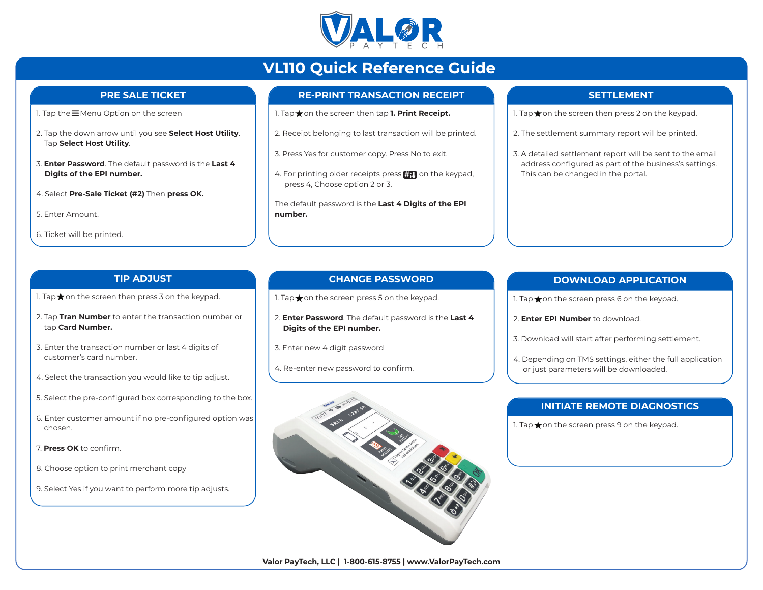# VL110 Quick Reference Guide

## PRE SALE TICKET

1. Tap the ≡ Menu Option on the screen
2. Tap the down arrow until you see **Select Host Utility**. Tap **Select Host Utility**.
3. **Enter Password**. The default password is the **Last 4 Digits of the EPI number.**
4. Select **Pre-Sale Ticket (#2)** Then **press OK.**
5. Enter Amount.
6. Ticket will be printed.

## RE-PRINT TRANSACTION RECEIPT

1. Tap ★ on the screen then tap **1. Print Receipt.**
2. Receipt belonging to last transaction will be printed.
3. Press Yes for customer copy. Press No to exit.
4. For printing older receipts press #;! on the keypad, press 4, Choose option 2 or 3.

The default password is the **Last 4 Digits of the EPI number.**

## SETTLEMENT

1. Tap ★ on the screen then press 2 on the keypad.
2. The settlement summary report will be printed.
3. A detailed settlement report will be sent to the email address configured as part of the business's settings. This can be changed in the portal.

## TIP ADJUST

1. Tap ★ on the screen then press 3 on the keypad.
2. Tap **Tran Number** to enter the transaction number or tap **Card Number.**
3. Enter the transaction number or last 4 digits of customer's card number.
4. Select the transaction you would like to tip adjust.
5. Select the pre-configured box corresponding to the box.
6. Enter customer amount if no pre-configured option was chosen.
7. **Press OK** to confirm.
8. Choose option to print merchant copy
9. Select Yes if you want to perform more tip adjusts.

## CHANGE PASSWORD

1. Tap ★ on the screen press 5 on the keypad.
2. **Enter Password**. The default password is the **Last 4 Digits of the EPI number.**
3. Enter new 4 digit password
4. Re-enter new password to confirm.

## DOWNLOAD APPLICATION

1. Tap ★ on the screen press 6 on the keypad.
2. **Enter EPI Number** to download.
3. Download will start after performing settlement.
4. Depending on TMS settings, either the full application or just parameters will be downloaded.

## INITIATE REMOTE DIAGNOSTICS

1. Tap ★ on the screen press 9 on the keypad.

**Valor PayTech, LLC | 1-800-615-8755 | www.ValorPayTech.com**